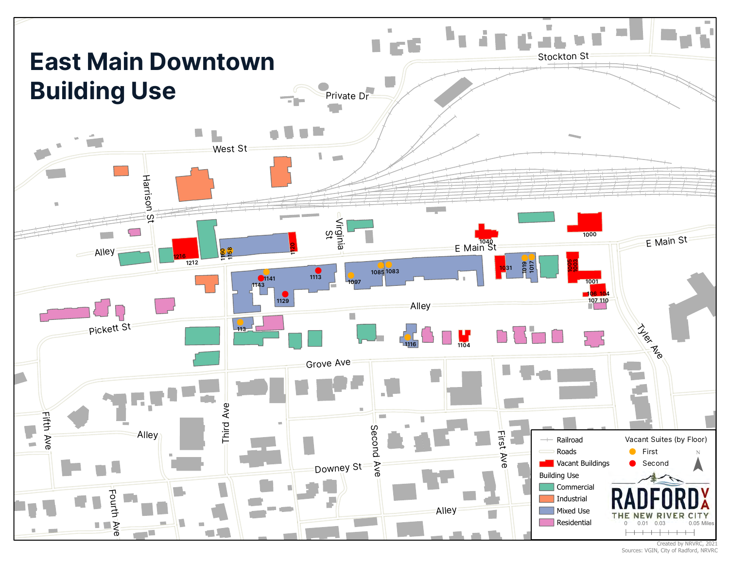# East Main Downtown Building Use

Stockton St

Private Dr

West St

Harrison St

Alley

Virginia St

E Main St

E Main St

Alley

Pickett St

Grove Ave

Tyler Ave

Fifth Ave

Alley

Third Ave

Second Ave

Downey St

First Ave

Fourth Ave

Alley

1216 1212 1160 1158 1120 1040 1000 1141 1143 1113 1129 1097 1085 1083 1031 1019 1017 1005 1003 1001 106 104 107 110 113 1116 1104

- Railroad
- Roads
- Vacant Buildings

Building Use

- Commercial
- Industrial
- Mixed Use
- Residential

Vacant Suites (by Floor)

- First
- Second

N

RADFORD VA
THE NEW RIVER CITY

0 0.01 0.03 0.05 Miles

Created by NRVRC, 2021
Sources: VGIN, City of Radford, NRVRC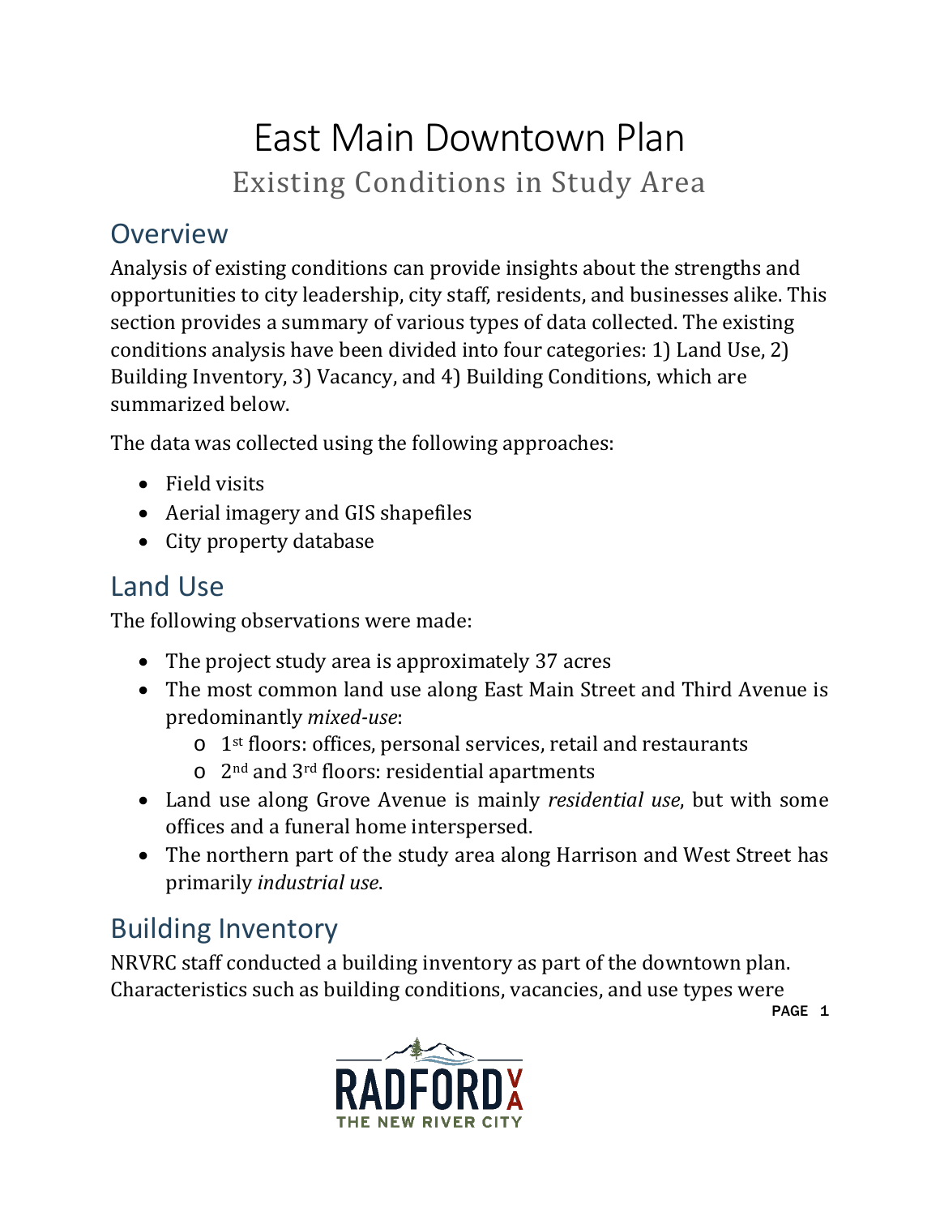# East Main Downtown Plan

## Existing Conditions in Study Area

## Overview

Analysis of existing conditions can provide insights about the strengths and opportunities to city leadership, city staff, residents, and businesses alike. This section provides a summary of various types of data collected. The existing conditions analysis have been divided into four categories: 1) Land Use, 2) Building Inventory, 3) Vacancy, and 4) Building Conditions, which are summarized below.

The data was collected using the following approaches:

- Field visits
- Aerial imagery and GIS shapefiles
- City property database

## Land Use

The following observations were made:

- The project study area is approximately 37 acres
- The most common land use along East Main Street and Third Avenue is predominantly *mixed-use*:
  - 1st floors: offices, personal services, retail and restaurants
  - 2nd and 3rd floors: residential apartments
- Land use along Grove Avenue is mainly *residential use*, but with some offices and a funeral home interspersed.
- The northern part of the study area along Harrison and West Street has primarily *industrial use*.

## Building Inventory

NRVRC staff conducted a building inventory as part of the downtown plan. Characteristics such as building conditions, vacancies, and use types were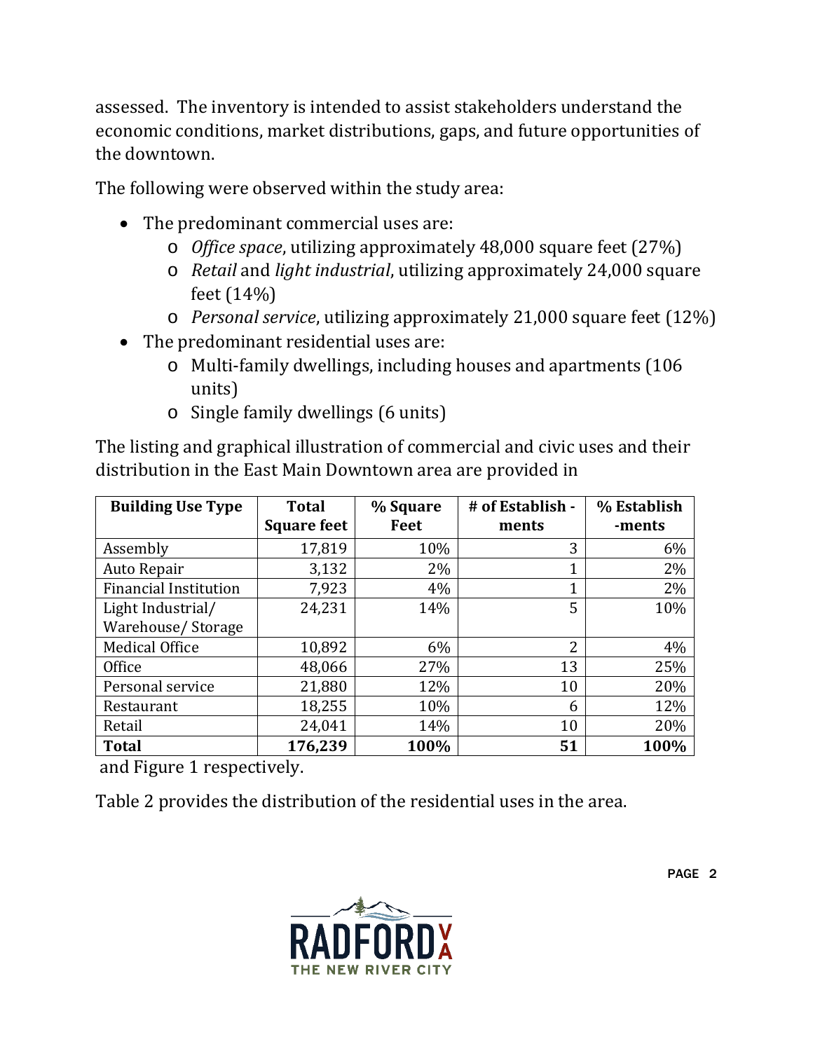assessed. The inventory is intended to assist stakeholders understand the economic conditions, market distributions, gaps, and future opportunities of the downtown.

The following were observed within the study area:

- The predominant commercial uses are:
  - *Office space*, utilizing approximately 48,000 square feet (27%)
  - *Retail* and *light industrial*, utilizing approximately 24,000 square feet (14%)
  - *Personal service*, utilizing approximately 21,000 square feet (12%)
- The predominant residential uses are:
  - Multi-family dwellings, including houses and apartments (106 units)
  - Single family dwellings (6 units)

The listing and graphical illustration of commercial and civic uses and their distribution in the East Main Downtown area are provided in

| Building Use Type | Total Square feet | % Square Feet | # of Establish - ments | % Establish -ments |
|---|---|---|---|---|
| Assembly | 17,819 | 10% | 3 | 6% |
| Auto Repair | 3,132 | 2% | 1 | 2% |
| Financial Institution | 7,923 | 4% | 1 | 2% |
| Light Industrial/ Warehouse/ Storage | 24,231 | 14% | 5 | 10% |
| Medical Office | 10,892 | 6% | 2 | 4% |
| Office | 48,066 | 27% | 13 | 25% |
| Personal service | 21,880 | 12% | 10 | 20% |
| Restaurant | 18,255 | 10% | 6 | 12% |
| Retail | 24,041 | 14% | 10 | 20% |
| **Total** | **176,239** | **100%** | **51** | **100%** |

and Figure 1 respectively.

Table 2 provides the distribution of the residential uses in the area.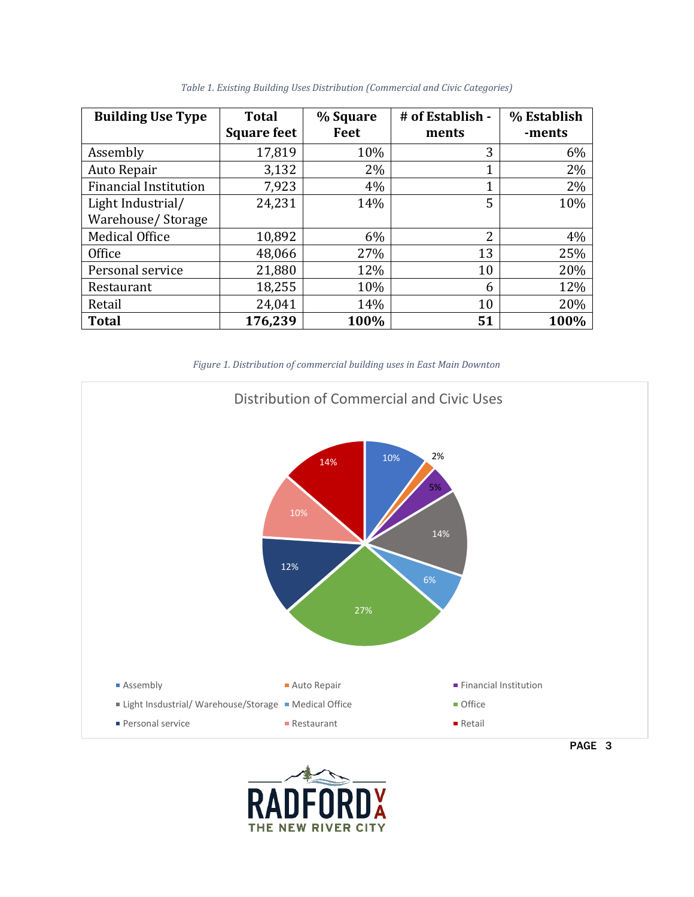*Table 1. Existing Building Uses Distribution (Commercial and Civic Categories)*

| Building Use Type | Total Square feet | % Square Feet | # of Establish - ments | % Establish -ments |
|---|---|---|---|---|
| Assembly | 17,819 | 10% | 3 | 6% |
| Auto Repair | 3,132 | 2% | 1 | 2% |
| Financial Institution | 7,923 | 4% | 1 | 2% |
| Light Industrial/ Warehouse/ Storage | 24,231 | 14% | 5 | 10% |
| Medical Office | 10,892 | 6% | 2 | 4% |
| Office | 48,066 | 27% | 13 | 25% |
| Personal service | 21,880 | 12% | 10 | 20% |
| Restaurant | 18,255 | 10% | 6 | 12% |
| Retail | 24,041 | 14% | 10 | 20% |
| **Total** | **176,239** | **100%** | **51** | **100%** |

*Figure 1. Distribution of commercial building uses in East Main Downton*

Distribution of Commercial and Civic Uses

- Assembly: 10%
- Auto Repair: 2%
- Financial Institution: 5%
- Light Insdustrial/ Warehouse/Storage: 14%
- Medical Office: 6%
- Office: 27%
- Personal service: 12%
- Restaurant: 10%
- Retail: 14%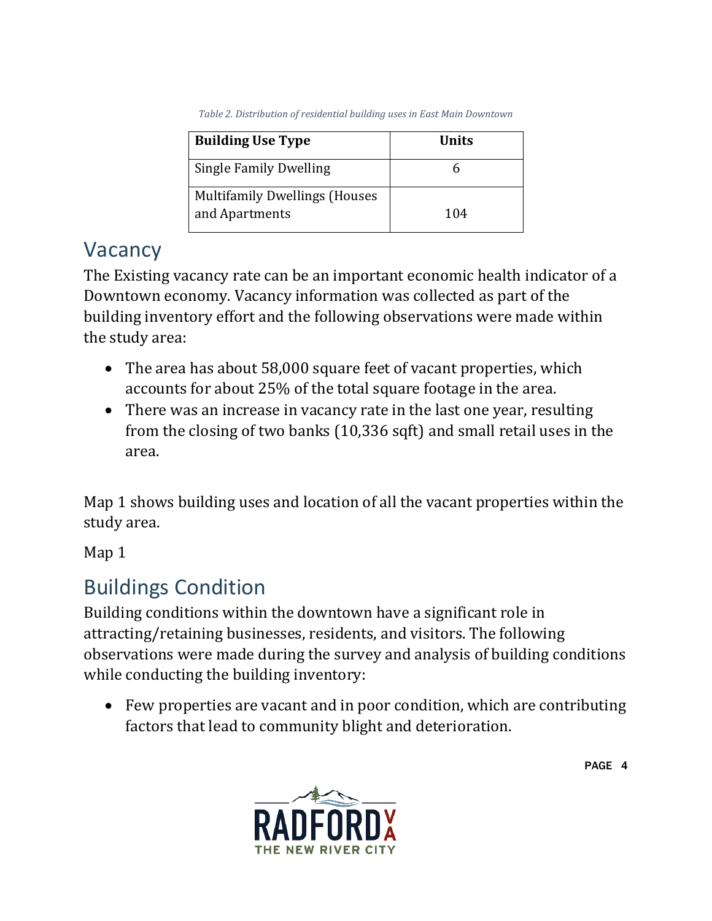*Table 2. Distribution of residential building uses in East Main Downtown*

| Building Use Type | Units |
|---|---|
| Single Family Dwelling | 6 |
| Multifamily Dwellings (Houses and Apartments | 104 |

## Vacancy

The Existing vacancy rate can be an important economic health indicator of a Downtown economy. Vacancy information was collected as part of the building inventory effort and the following observations were made within the study area:

- The area has about 58,000 square feet of vacant properties, which accounts for about 25% of the total square footage in the area.
- There was an increase in vacancy rate in the last one year, resulting from the closing of two banks (10,336 sqft) and small retail uses in the area.

Map 1 shows building uses and location of all the vacant properties within the study area.

Map 1

## Buildings Condition

Building conditions within the downtown have a significant role in attracting/retaining businesses, residents, and visitors. The following observations were made during the survey and analysis of building conditions while conducting the building inventory:

- Few properties are vacant and in poor condition, which are contributing factors that lead to community blight and deterioration.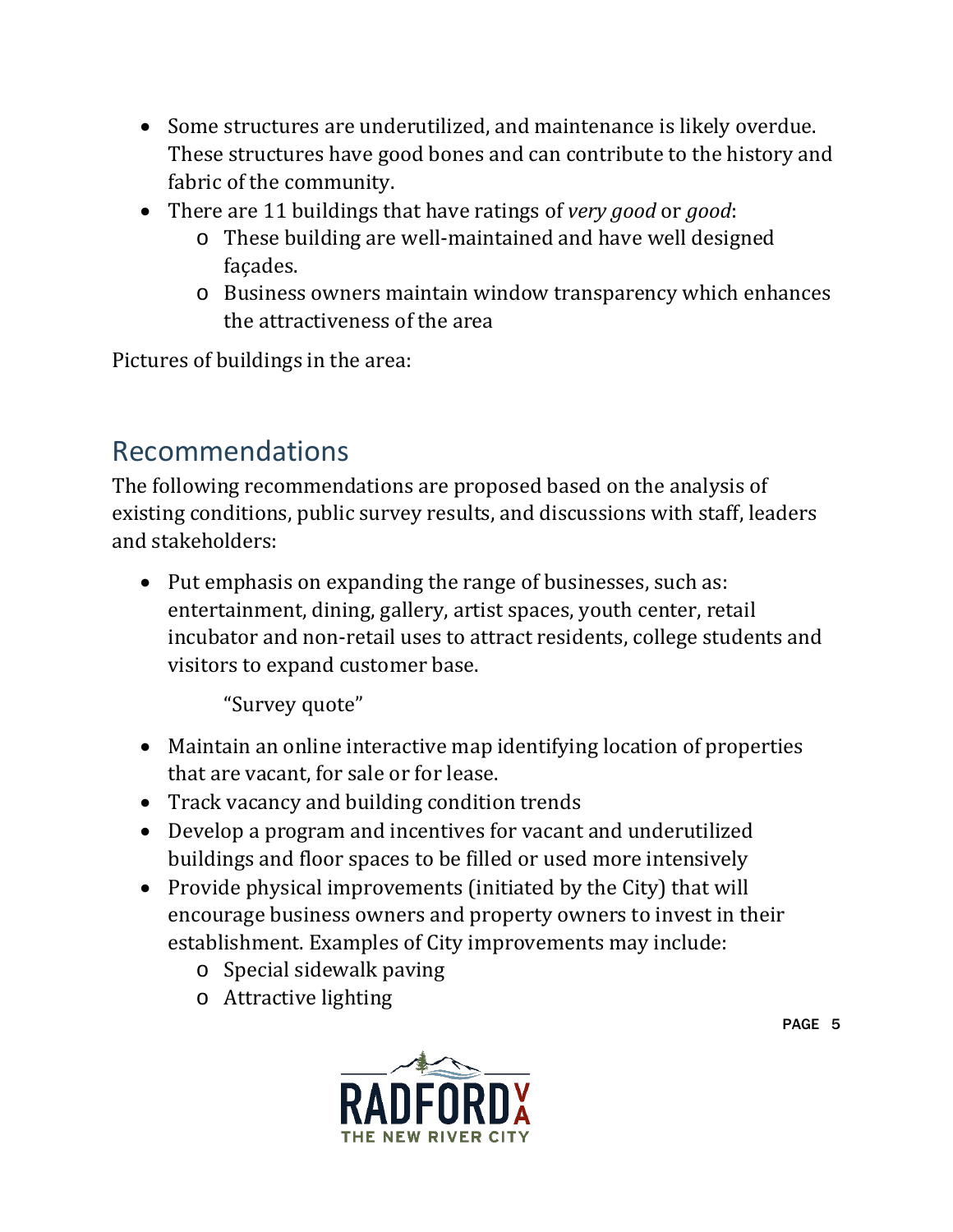- Some structures are underutilized, and maintenance is likely overdue. These structures have good bones and can contribute to the history and fabric of the community.
- There are 11 buildings that have ratings of *very good* or *good*:
  - These building are well-maintained and have well designed façades.
  - Business owners maintain window transparency which enhances the attractiveness of the area

Pictures of buildings in the area:

## Recommendations

The following recommendations are proposed based on the analysis of existing conditions, public survey results, and discussions with staff, leaders and stakeholders:

- Put emphasis on expanding the range of businesses, such as: entertainment, dining, gallery, artist spaces, youth center, retail incubator and non-retail uses to attract residents, college students and visitors to expand customer base.

  "Survey quote"

- Maintain an online interactive map identifying location of properties that are vacant, for sale or for lease.
- Track vacancy and building condition trends
- Develop a program and incentives for vacant and underutilized buildings and floor spaces to be filled or used more intensively
- Provide physical improvements (initiated by the City) that will encourage business owners and property owners to invest in their establishment. Examples of City improvements may include:
  - Special sidewalk paving
  - Attractive lighting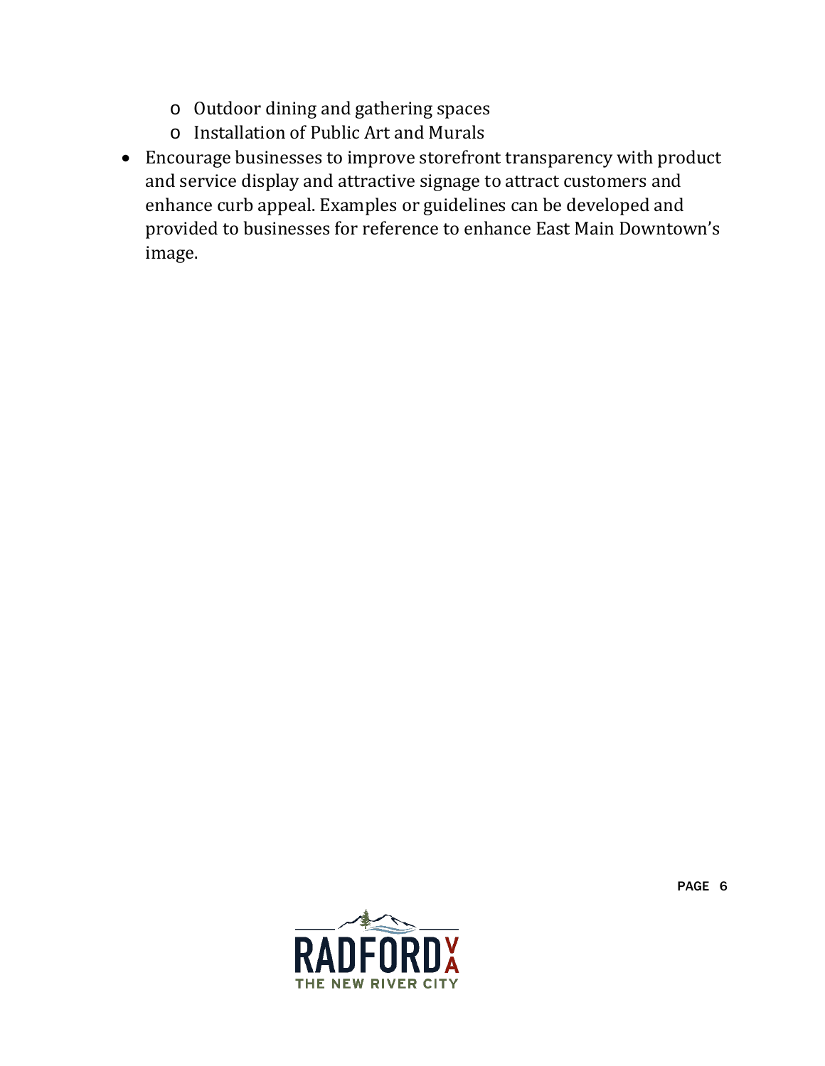- Outdoor dining and gathering spaces
  - Installation of Public Art and Murals
- Encourage businesses to improve storefront transparency with product and service display and attractive signage to attract customers and enhance curb appeal. Examples or guidelines can be developed and provided to businesses for reference to enhance East Main Downtown's image.